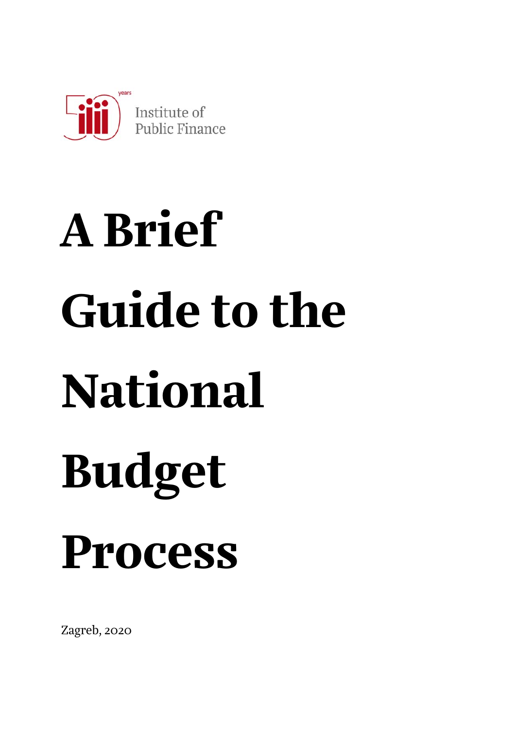Institute of Public Finance

# A Brief Guide to the National Budget Process

Zagreb, 2020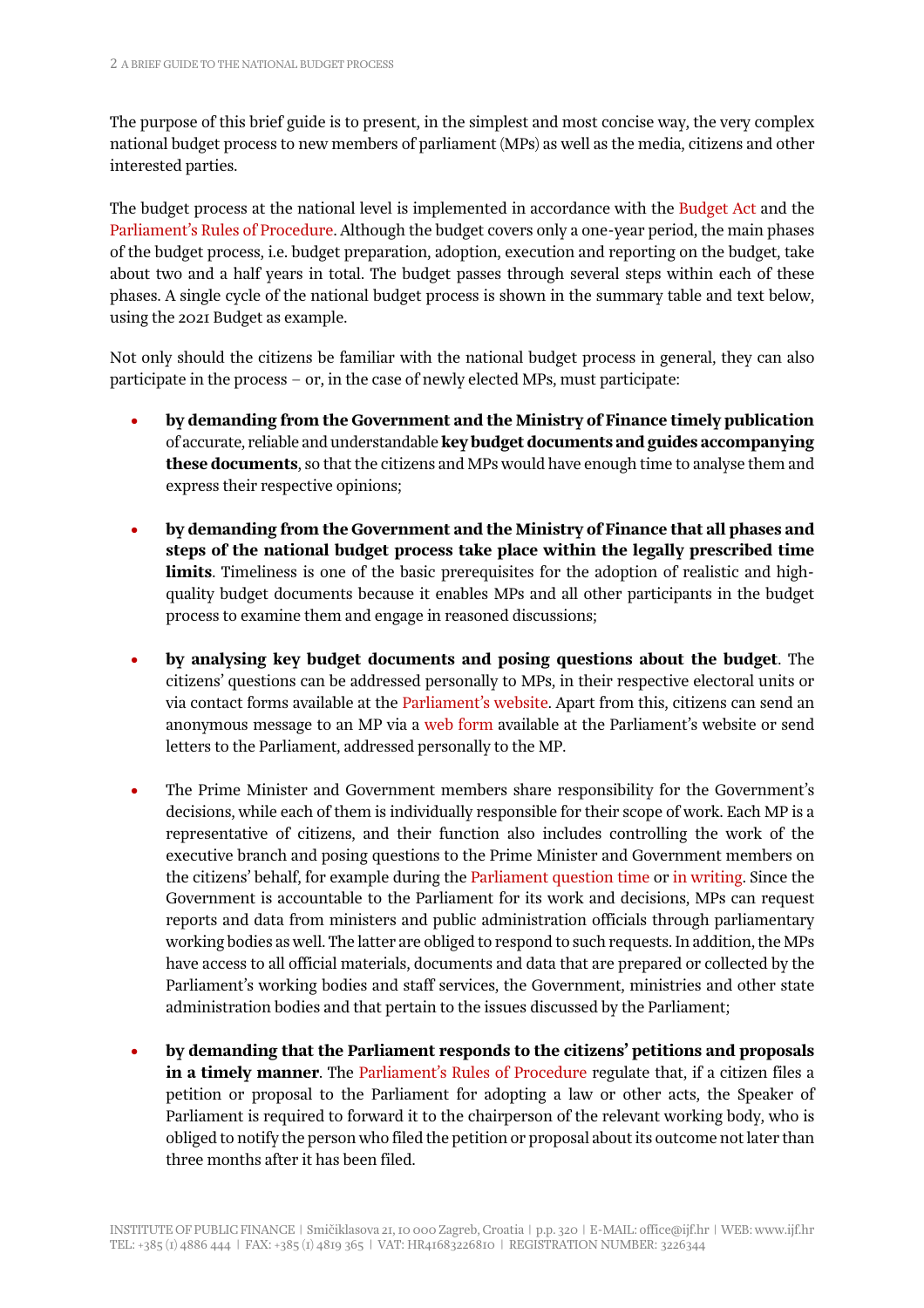The purpose of this brief guide is to present, in the simplest and most concise way, the very complex national budget process to new members of parliament (MPs) as well as the media, citizens and other interested parties.

The budget process at the national level is implemented in accordance with the Budget Act and the Parliament's Rules of Procedure. Although the budget covers only a one-year period, the main phases of the budget process, i.e. budget preparation, adoption, execution and reporting on the budget, take about two and a half years in total. The budget passes through several steps within each of these phases. A single cycle of the national budget process is shown in the summary table and text below, using the 2021 Budget as example.

Not only should the citizens be familiar with the national budget process in general, they can also participate in the process – or, in the case of newly elected MPs, must participate:

- **by demanding from the Government and the Ministry of Finance timely publication** of accurate, reliable and understandable **key budget documents and guides accompanying these documents**, so that the citizens and MPs would have enough time to analyse them and express their respective opinions;

- **by demanding from the Government and the Ministry of Finance that all phases and steps of the national budget process take place within the legally prescribed time limits**. Timeliness is one of the basic prerequisites for the adoption of realistic and high-quality budget documents because it enables MPs and all other participants in the budget process to examine them and engage in reasoned discussions;

- **by analysing key budget documents and posing questions about the budget**. The citizens' questions can be addressed personally to MPs, in their respective electoral units or via contact forms available at the Parliament's website. Apart from this, citizens can send an anonymous message to an MP via a web form available at the Parliament's website or send letters to the Parliament, addressed personally to the MP.

- The Prime Minister and Government members share responsibility for the Government's decisions, while each of them is individually responsible for their scope of work. Each MP is a representative of citizens, and their function also includes controlling the work of the executive branch and posing questions to the Prime Minister and Government members on the citizens' behalf, for example during the Parliament question time or in writing. Since the Government is accountable to the Parliament for its work and decisions, MPs can request reports and data from ministers and public administration officials through parliamentary working bodies as well. The latter are obliged to respond to such requests. In addition, the MPs have access to all official materials, documents and data that are prepared or collected by the Parliament's working bodies and staff services, the Government, ministries and other state administration bodies and that pertain to the issues discussed by the Parliament;

- **by demanding that the Parliament responds to the citizens' petitions and proposals in a timely manner**. The Parliament's Rules of Procedure regulate that, if a citizen files a petition or proposal to the Parliament for adopting a law or other acts, the Speaker of Parliament is required to forward it to the chairperson of the relevant working body, who is obliged to notify the person who filed the petition or proposal about its outcome not later than three months after it has been filed.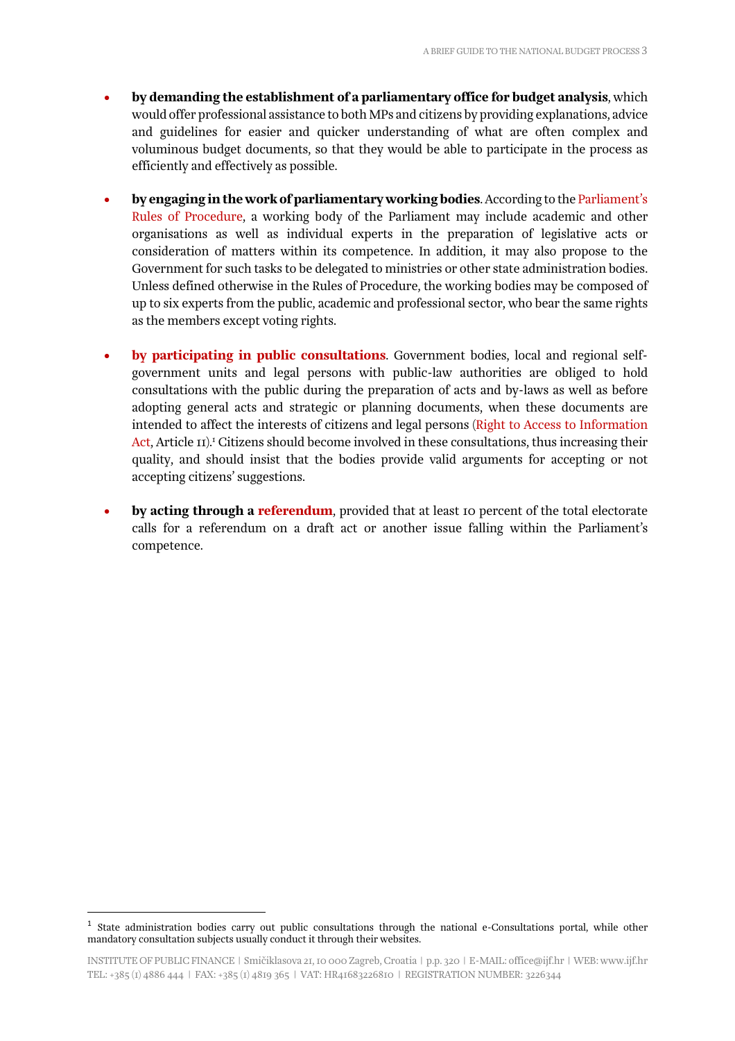- **by demanding the establishment of a parliamentary office for budget analysis**, which would offer professional assistance to both MPs and citizens by providing explanations, advice and guidelines for easier and quicker understanding of what are often complex and voluminous budget documents, so that they would be able to participate in the process as efficiently and effectively as possible.

- **by engaging in the work of parliamentary working bodies**. According to the Parliament's Rules of Procedure, a working body of the Parliament may include academic and other organisations as well as individual experts in the preparation of legislative acts or consideration of matters within its competence. In addition, it may also propose to the Government for such tasks to be delegated to ministries or other state administration bodies. Unless defined otherwise in the Rules of Procedure, the working bodies may be composed of up to six experts from the public, academic and professional sector, who bear the same rights as the members except voting rights.

- **by participating in public consultations**. Government bodies, local and regional self-government units and legal persons with public-law authorities are obliged to hold consultations with the public during the preparation of acts and by-laws as well as before adopting general acts and strategic or planning documents, when these documents are intended to affect the interests of citizens and legal persons (Right to Access to Information Act, Article 11).[1] Citizens should become involved in these consultations, thus increasing their quality, and should insist that the bodies provide valid arguments for accepting or not accepting citizens' suggestions.

- **by acting through a referendum**, provided that at least 10 percent of the total electorate calls for a referendum on a draft act or another issue falling within the Parliament's competence.

[1] State administration bodies carry out public consultations through the national e-Consultations portal, while other mandatory consultation subjects usually conduct it through their websites.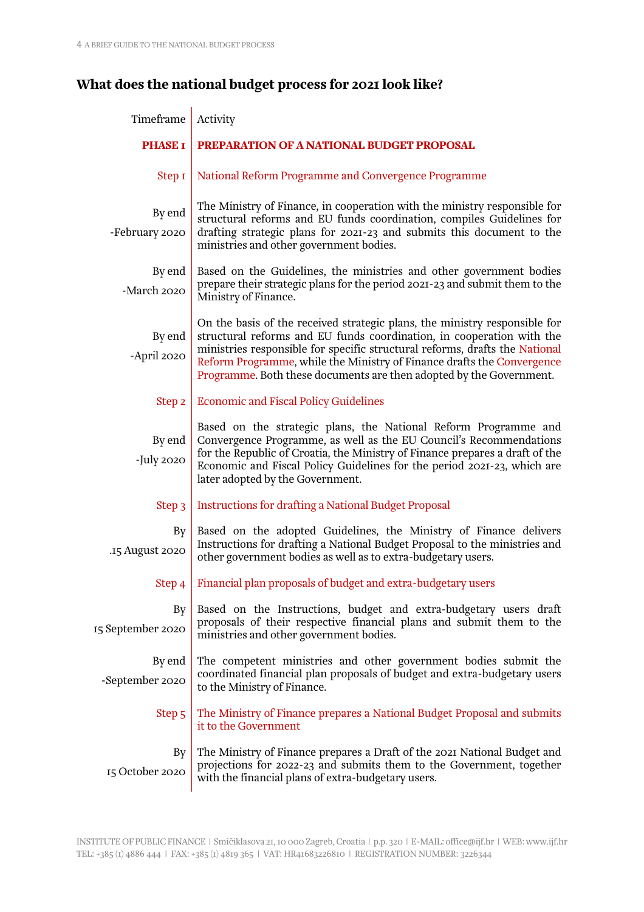## What does the national budget process for 2021 look like?

| Timeframe | Activity |
|---|---|
| **PHASE 1** | **PREPARATION OF A NATIONAL BUDGET PROPOSAL** |
| Step 1 | National Reform Programme and Convergence Programme |
| By end-February 2020 | The Ministry of Finance, in cooperation with the ministry responsible for structural reforms and EU funds coordination, compiles Guidelines for drafting strategic plans for 2021-23 and submits this document to the ministries and other government bodies. |
| By end-March 2020 | Based on the Guidelines, the ministries and other government bodies prepare their strategic plans for the period 2021-23 and submit them to the Ministry of Finance. |
| By end-April 2020 | On the basis of the received strategic plans, the ministry responsible for structural reforms and EU funds coordination, in cooperation with the ministries responsible for specific structural reforms, drafts the National Reform Programme, while the Ministry of Finance drafts the Convergence Programme. Both these documents are then adopted by the Government. |
| Step 2 | Economic and Fiscal Policy Guidelines |
| By end-July 2020 | Based on the strategic plans, the National Reform Programme and Convergence Programme, as well as the EU Council's Recommendations for the Republic of Croatia, the Ministry of Finance prepares a draft of the Economic and Fiscal Policy Guidelines for the period 2021-23, which are later adopted by the Government. |
| Step 3 | Instructions for drafting a National Budget Proposal |
| By 15 August 2020 | Based on the adopted Guidelines, the Ministry of Finance delivers Instructions for drafting a National Budget Proposal to the ministries and other government bodies as well as to extra-budgetary users. |
| Step 4 | Financial plan proposals of budget and extra-budgetary users |
| By 15 September 2020 | Based on the Instructions, budget and extra-budgetary users draft proposals of their respective financial plans and submit them to the ministries and other government bodies. |
| By end-September 2020 | The competent ministries and other government bodies submit the coordinated financial plan proposals of budget and extra-budgetary users to the Ministry of Finance. |
| Step 5 | The Ministry of Finance prepares a National Budget Proposal and submits it to the Government |
| By 15 October 2020 | The Ministry of Finance prepares a Draft of the 2021 National Budget and projections for 2022-23 and submits them to the Government, together with the financial plans of extra-budgetary users. |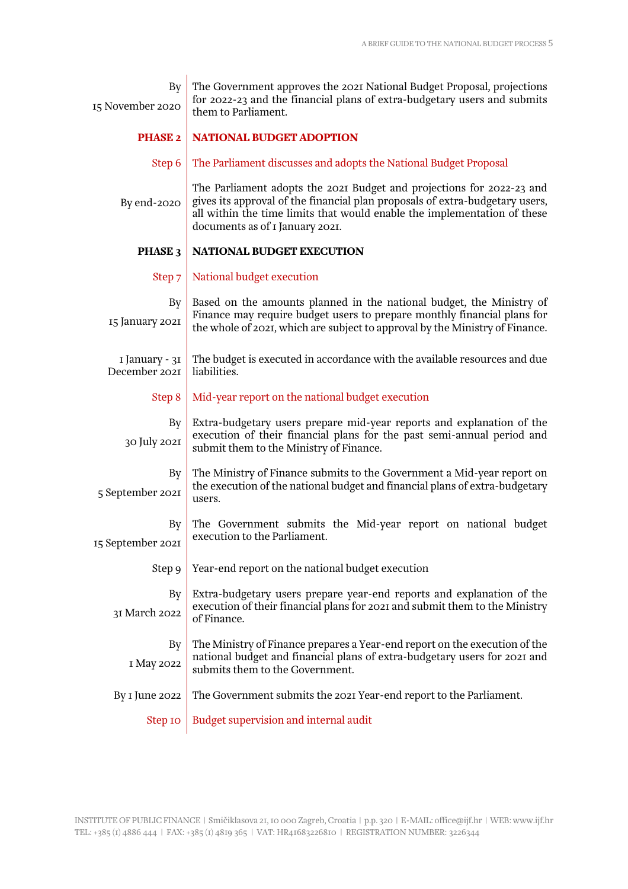| | |
|---|---|
| By 15 November 2020 | The Government approves the 2021 National Budget Proposal, projections for 2022-23 and the financial plans of extra-budgetary users and submits them to Parliament. |
| **PHASE 2** | **NATIONAL BUDGET ADOPTION** |
| Step 6 | The Parliament discusses and adopts the National Budget Proposal |
| By end-2020 | The Parliament adopts the 2021 Budget and projections for 2022-23 and gives its approval of the financial plan proposals of extra-budgetary users, all within the time limits that would enable the implementation of these documents as of 1 January 2021. |
| **PHASE 3** | **NATIONAL BUDGET EXECUTION** |
| Step 7 | National budget execution |
| By 15 January 2021 | Based on the amounts planned in the national budget, the Ministry of Finance may require budget users to prepare monthly financial plans for the whole of 2021, which are subject to approval by the Ministry of Finance. |
| 1 January - 31 December 2021 | The budget is executed in accordance with the available resources and due liabilities. |
| Step 8 | Mid-year report on the national budget execution |
| By 30 July 2021 | Extra-budgetary users prepare mid-year reports and explanation of the execution of their financial plans for the past semi-annual period and submit them to the Ministry of Finance. |
| By 5 September 2021 | The Ministry of Finance submits to the Government a Mid-year report on the execution of the national budget and financial plans of extra-budgetary users. |
| By 15 September 2021 | The Government submits the Mid-year report on national budget execution to the Parliament. |
| Step 9 | Year-end report on the national budget execution |
| By 31 March 2022 | Extra-budgetary users prepare year-end reports and explanation of the execution of their financial plans for 2021 and submit them to the Ministry of Finance. |
| By 1 May 2022 | The Ministry of Finance prepares a Year-end report on the execution of the national budget and financial plans of extra-budgetary users for 2021 and submits them to the Government. |
| By 1 June 2022 | The Government submits the 2021 Year-end report to the Parliament. |
| Step 10 | Budget supervision and internal audit |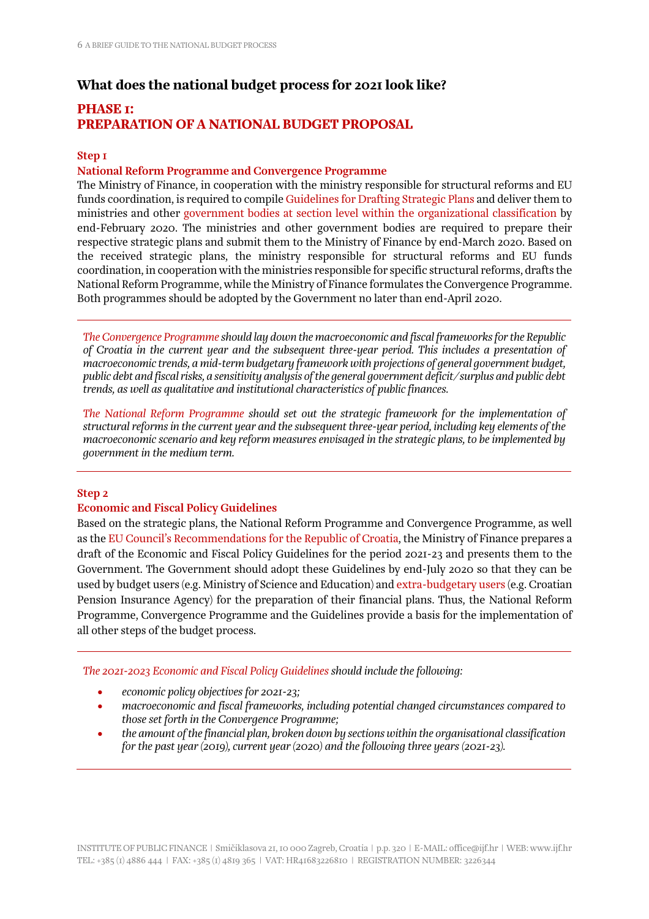## What does the national budget process for 2021 look like?

## PHASE 1: PREPARATION OF A NATIONAL BUDGET PROPOSAL

### Step 1

### National Reform Programme and Convergence Programme

The Ministry of Finance, in cooperation with the ministry responsible for structural reforms and EU funds coordination, is required to compile Guidelines for Drafting Strategic Plans and deliver them to ministries and other government bodies at section level within the organizational classification by end-February 2020. The ministries and other government bodies are required to prepare their respective strategic plans and submit them to the Ministry of Finance by end-March 2020. Based on the received strategic plans, the ministry responsible for structural reforms and EU funds coordination, in cooperation with the ministries responsible for specific structural reforms, drafts the National Reform Programme, while the Ministry of Finance formulates the Convergence Programme. Both programmes should be adopted by the Government no later than end-April 2020.

---

*The Convergence Programme should lay down the macroeconomic and fiscal frameworks for the Republic of Croatia in the current year and the subsequent three-year period. This includes a presentation of macroeconomic trends, a mid-term budgetary framework with projections of general government budget, public debt and fiscal risks, a sensitivity analysis of the general government deficit/surplus and public debt trends, as well as qualitative and institutional characteristics of public finances.*

*The National Reform Programme should set out the strategic framework for the implementation of structural reforms in the current year and the subsequent three-year period, including key elements of the macroeconomic scenario and key reform measures envisaged in the strategic plans, to be implemented by government in the medium term.*

---

### Step 2

### Economic and Fiscal Policy Guidelines

Based on the strategic plans, the National Reform Programme and Convergence Programme, as well as the EU Council's Recommendations for the Republic of Croatia, the Ministry of Finance prepares a draft of the Economic and Fiscal Policy Guidelines for the period 2021-23 and presents them to the Government. The Government should adopt these Guidelines by end-July 2020 so that they can be used by budget users (e.g. Ministry of Science and Education) and extra-budgetary users (e.g. Croatian Pension Insurance Agency) for the preparation of their financial plans. Thus, the National Reform Programme, Convergence Programme and the Guidelines provide a basis for the implementation of all other steps of the budget process.

---

*The 2021-2023 Economic and Fiscal Policy Guidelines should include the following:*

- *economic policy objectives for 2021-23;*
- *macroeconomic and fiscal frameworks, including potential changed circumstances compared to those set forth in the Convergence Programme;*
- *the amount of the financial plan, broken down by sections within the organisational classification for the past year (2019), current year (2020) and the following three years (2021-23).*

---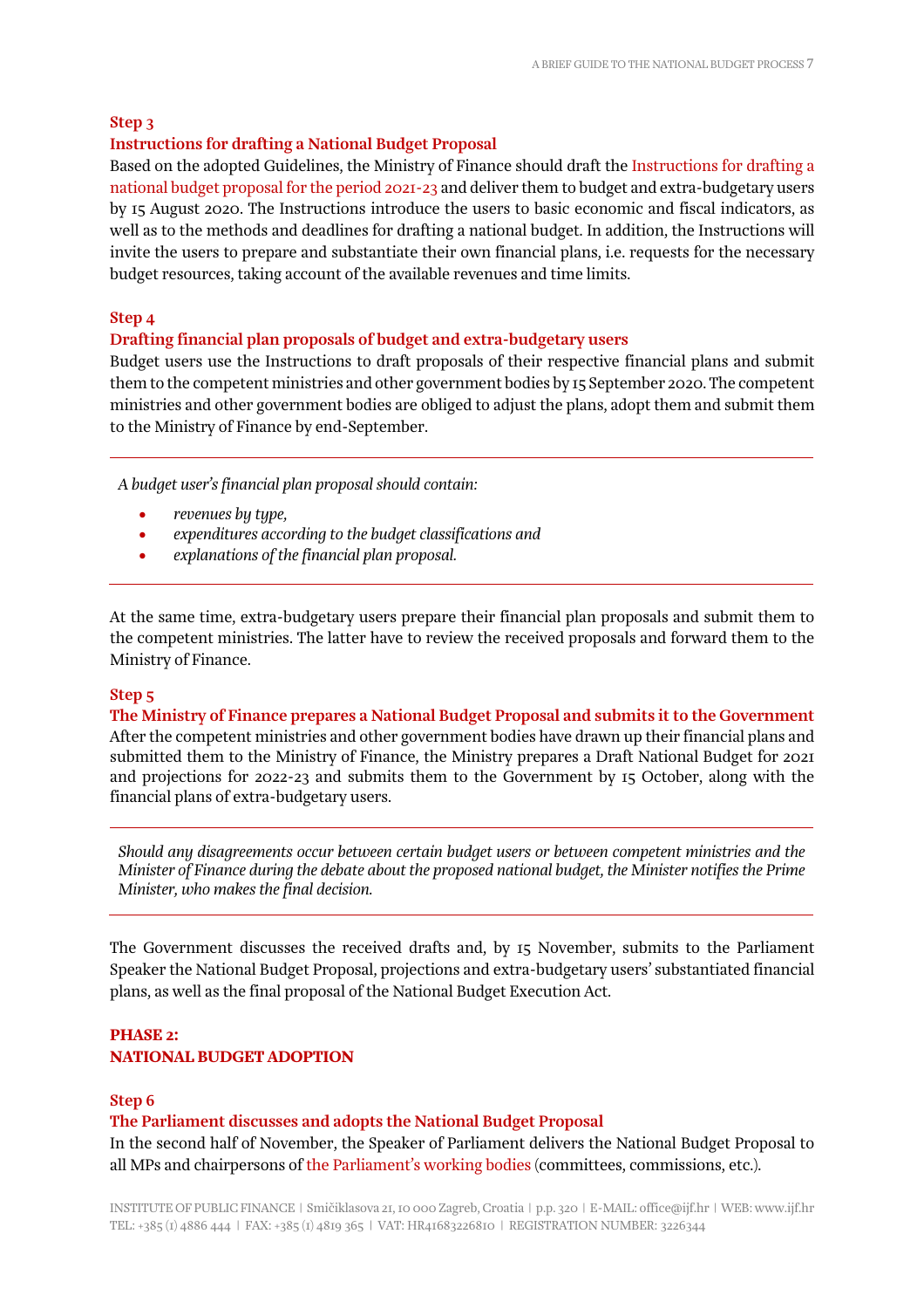**Step 3**

**Instructions for drafting a National Budget Proposal**

Based on the adopted Guidelines, the Ministry of Finance should draft the Instructions for drafting a national budget proposal for the period 2021-23 and deliver them to budget and extra-budgetary users by 15 August 2020. The Instructions introduce the users to basic economic and fiscal indicators, as well as to the methods and deadlines for drafting a national budget. In addition, the Instructions will invite the users to prepare and substantiate their own financial plans, i.e. requests for the necessary budget resources, taking account of the available revenues and time limits.

**Step 4**

**Drafting financial plan proposals of budget and extra-budgetary users**

Budget users use the Instructions to draft proposals of their respective financial plans and submit them to the competent ministries and other government bodies by 15 September 2020. The competent ministries and other government bodies are obliged to adjust the plans, adopt them and submit them to the Ministry of Finance by end-September.

---

*A budget user's financial plan proposal should contain:*

- *revenues by type,*
- *expenditures according to the budget classifications and*
- *explanations of the financial plan proposal.*

---

At the same time, extra-budgetary users prepare their financial plan proposals and submit them to the competent ministries. The latter have to review the received proposals and forward them to the Ministry of Finance.

**Step 5**

**The Ministry of Finance prepares a National Budget Proposal and submits it to the Government**

After the competent ministries and other government bodies have drawn up their financial plans and submitted them to the Ministry of Finance, the Ministry prepares a Draft National Budget for 2021 and projections for 2022-23 and submits them to the Government by 15 October, along with the financial plans of extra-budgetary users.

---

*Should any disagreements occur between certain budget users or between competent ministries and the Minister of Finance during the debate about the proposed national budget, the Minister notifies the Prime Minister, who makes the final decision.*

---

The Government discusses the received drafts and, by 15 November, submits to the Parliament Speaker the National Budget Proposal, projections and extra-budgetary users' substantiated financial plans, as well as the final proposal of the National Budget Execution Act.

## PHASE 2: NATIONAL BUDGET ADOPTION

**Step 6**

**The Parliament discusses and adopts the National Budget Proposal**

In the second half of November, the Speaker of Parliament delivers the National Budget Proposal to all MPs and chairpersons of the Parliament's working bodies (committees, commissions, etc.).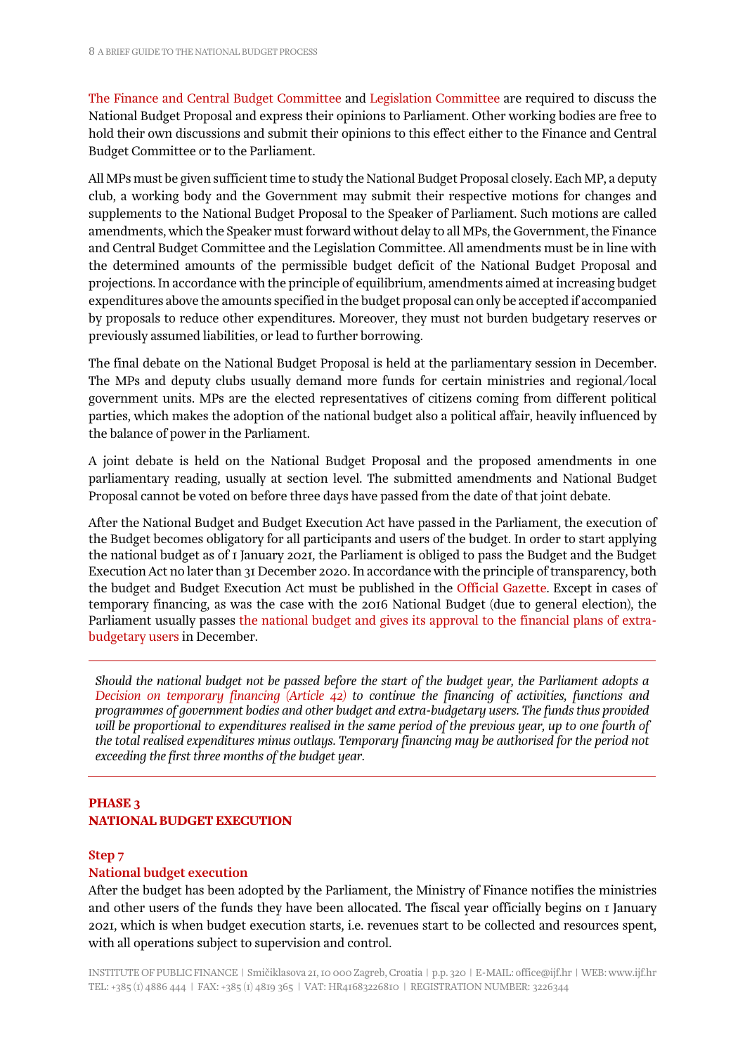The Finance and Central Budget Committee and Legislation Committee are required to discuss the National Budget Proposal and express their opinions to Parliament. Other working bodies are free to hold their own discussions and submit their opinions to this effect either to the Finance and Central Budget Committee or to the Parliament.

All MPs must be given sufficient time to study the National Budget Proposal closely. Each MP, a deputy club, a working body and the Government may submit their respective motions for changes and supplements to the National Budget Proposal to the Speaker of Parliament. Such motions are called amendments, which the Speaker must forward without delay to all MPs, the Government, the Finance and Central Budget Committee and the Legislation Committee. All amendments must be in line with the determined amounts of the permissible budget deficit of the National Budget Proposal and projections. In accordance with the principle of equilibrium, amendments aimed at increasing budget expenditures above the amounts specified in the budget proposal can only be accepted if accompanied by proposals to reduce other expenditures. Moreover, they must not burden budgetary reserves or previously assumed liabilities, or lead to further borrowing.

The final debate on the National Budget Proposal is held at the parliamentary session in December. The MPs and deputy clubs usually demand more funds for certain ministries and regional/local government units. MPs are the elected representatives of citizens coming from different political parties, which makes the adoption of the national budget also a political affair, heavily influenced by the balance of power in the Parliament.

A joint debate is held on the National Budget Proposal and the proposed amendments in one parliamentary reading, usually at section level. The submitted amendments and National Budget Proposal cannot be voted on before three days have passed from the date of that joint debate.

After the National Budget and Budget Execution Act have passed in the Parliament, the execution of the Budget becomes obligatory for all participants and users of the budget. In order to start applying the national budget as of 1 January 2021, the Parliament is obliged to pass the Budget and the Budget Execution Act no later than 31 December 2020. In accordance with the principle of transparency, both the budget and Budget Execution Act must be published in the Official Gazette. Except in cases of temporary financing, as was the case with the 2016 National Budget (due to general election), the Parliament usually passes the national budget and gives its approval to the financial plans of extra-budgetary users in December.

---

*Should the national budget not be passed before the start of the budget year, the Parliament adopts a Decision on temporary financing (Article 42) to continue the financing of activities, functions and programmes of government bodies and other budget and extra-budgetary users. The funds thus provided will be proportional to expenditures realised in the same period of the previous year, up to one fourth of the total realised expenditures minus outlays. Temporary financing may be authorised for the period not exceeding the first three months of the budget year.*

---

## PHASE 3
## NATIONAL BUDGET EXECUTION

### Step 7
### National budget execution

After the budget has been adopted by the Parliament, the Ministry of Finance notifies the ministries and other users of the funds they have been allocated. The fiscal year officially begins on 1 January 2021, which is when budget execution starts, i.e. revenues start to be collected and resources spent, with all operations subject to supervision and control.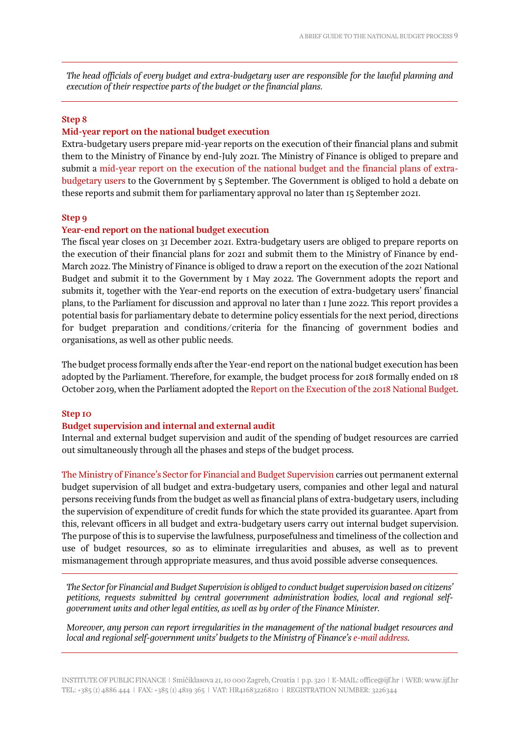*The head officials of every budget and extra-budgetary user are responsible for the lawful planning and execution of their respective parts of the budget or the financial plans.*

**Step 8**

**Mid-year report on the national budget execution**

Extra-budgetary users prepare mid-year reports on the execution of their financial plans and submit them to the Ministry of Finance by end-July 2021. The Ministry of Finance is obliged to prepare and submit a mid-year report on the execution of the national budget and the financial plans of extra-budgetary users to the Government by 5 September. The Government is obliged to hold a debate on these reports and submit them for parliamentary approval no later than 15 September 2021.

**Step 9**

**Year-end report on the national budget execution**

The fiscal year closes on 31 December 2021. Extra-budgetary users are obliged to prepare reports on the execution of their financial plans for 2021 and submit them to the Ministry of Finance by end-March 2022. The Ministry of Finance is obliged to draw a report on the execution of the 2021 National Budget and submit it to the Government by 1 May 2022. The Government adopts the report and submits it, together with the Year-end reports on the execution of extra-budgetary users' financial plans, to the Parliament for discussion and approval no later than 1 June 2022. This report provides a potential basis for parliamentary debate to determine policy essentials for the next period, directions for budget preparation and conditions/criteria for the financing of government bodies and organisations, as well as other public needs.

The budget process formally ends after the Year-end report on the national budget execution has been adopted by the Parliament. Therefore, for example, the budget process for 2018 formally ended on 18 October 2019, when the Parliament adopted the Report on the Execution of the 2018 National Budget.

**Step 10**

**Budget supervision and internal and external audit**

Internal and external budget supervision and audit of the spending of budget resources are carried out simultaneously through all the phases and steps of the budget process.

The Ministry of Finance's Sector for Financial and Budget Supervision carries out permanent external budget supervision of all budget and extra-budgetary users, companies and other legal and natural persons receiving funds from the budget as well as financial plans of extra-budgetary users, including the supervision of expenditure of credit funds for which the state provided its guarantee. Apart from this, relevant officers in all budget and extra-budgetary users carry out internal budget supervision. The purpose of this is to supervise the lawfulness, purposefulness and timeliness of the collection and use of budget resources, so as to eliminate irregularities and abuses, as well as to prevent mismanagement through appropriate measures, and thus avoid possible adverse consequences.

*The Sector for Financial and Budget Supervision is obliged to conduct budget supervision based on citizens' petitions, requests submitted by central government administration bodies, local and regional self-government units and other legal entities, as well as by order of the Finance Minister.*

*Moreover, any person can report irregularities in the management of the national budget resources and local and regional self-government units' budgets to the Ministry of Finance's e-mail address.*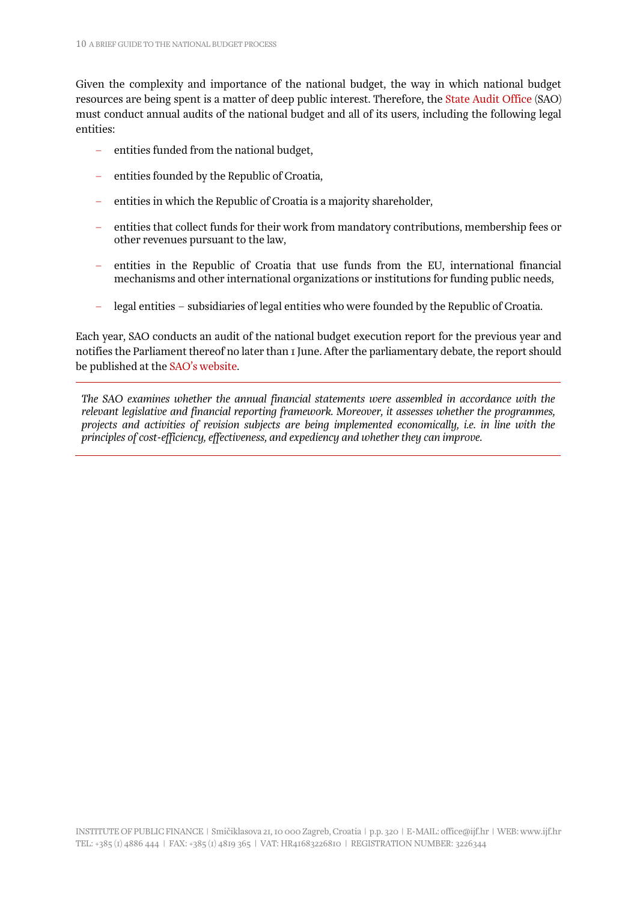Given the complexity and importance of the national budget, the way in which national budget resources are being spent is a matter of deep public interest. Therefore, the State Audit Office (SAO) must conduct annual audits of the national budget and all of its users, including the following legal entities:

- entities funded from the national budget,
- entities founded by the Republic of Croatia,
- entities in which the Republic of Croatia is a majority shareholder,
- entities that collect funds for their work from mandatory contributions, membership fees or other revenues pursuant to the law,
- entities in the Republic of Croatia that use funds from the EU, international financial mechanisms and other international organizations or institutions for funding public needs,
- legal entities – subsidiaries of legal entities who were founded by the Republic of Croatia.

Each year, SAO conducts an audit of the national budget execution report for the previous year and notifies the Parliament thereof no later than 1 June. After the parliamentary debate, the report should be published at the SAO's website.

---

*The SAO examines whether the annual financial statements were assembled in accordance with the relevant legislative and financial reporting framework. Moreover, it assesses whether the programmes, projects and activities of revision subjects are being implemented economically, i.e. in line with the principles of cost-efficiency, effectiveness, and expediency and whether they can improve.*

---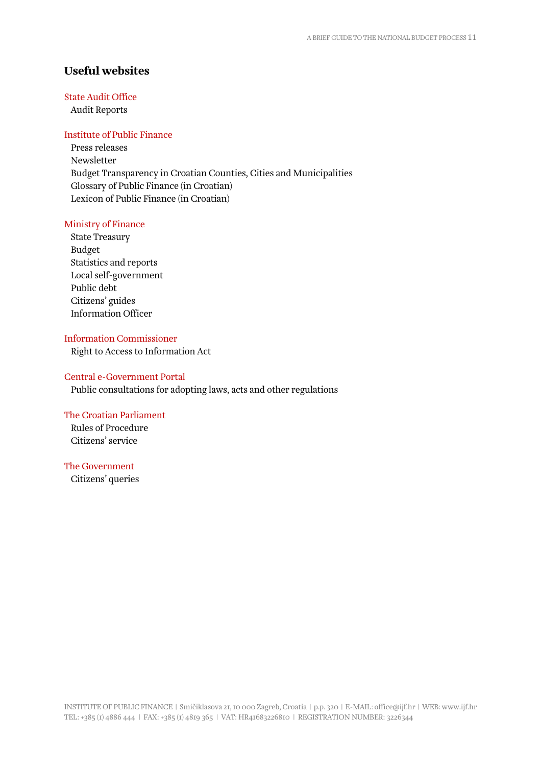## Useful websites

State Audit Office

- Audit Reports

Institute of Public Finance

- Press releases
- Newsletter
- Budget Transparency in Croatian Counties, Cities and Municipalities
- Glossary of Public Finance (in Croatian)
- Lexicon of Public Finance (in Croatian)

Ministry of Finance

- State Treasury
- Budget
- Statistics and reports
- Local self-government
- Public debt
- Citizens' guides
- Information Officer

Information Commissioner

- Right to Access to Information Act

Central e-Government Portal

- Public consultations for adopting laws, acts and other regulations

The Croatian Parliament

- Rules of Procedure
- Citizens' service

The Government

- Citizens' queries

INSTITUTE OF PUBLIC FINANCE | Smičiklasova 21, 10 000 Zagreb, Croatia | p.p. 320 | E-MAIL: office@ijf.hr | WEB: www.ijf.hr
TEL: +385 (1) 4886 444 | FAX: +385 (1) 4819 365 | VAT: HR41683226810 | REGISTRATION NUMBER: 3226344